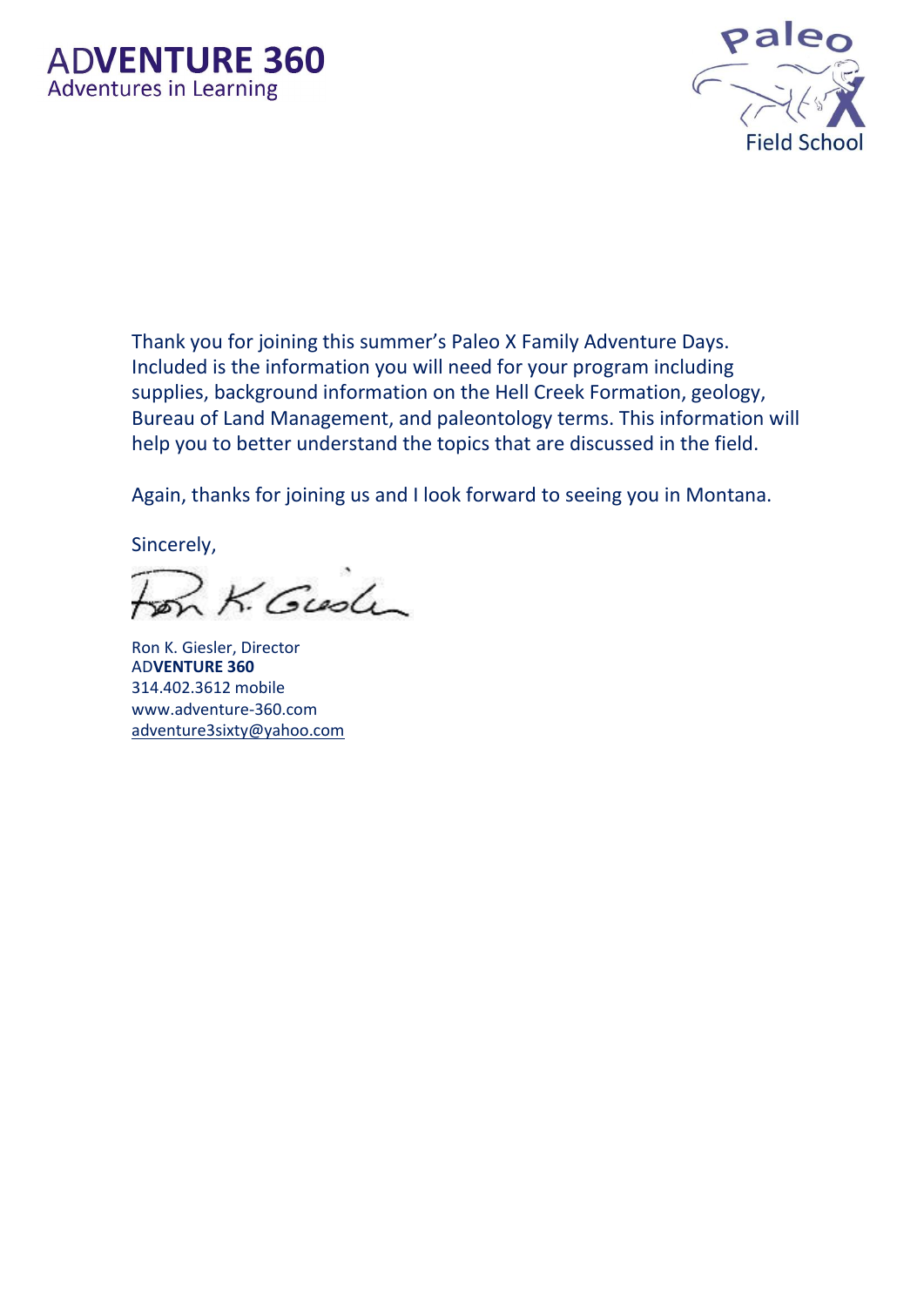ADVENTURE 360
Adventures in Learning

Paleo X
Field School

Thank you for joining this summer's Paleo X Family Adventure Days. Included is the information you will need for your program including supplies, background information on the Hell Creek Formation, geology, Bureau of Land Management, and paleontology terms. This information will help you to better understand the topics that are discussed in the field.

Again, thanks for joining us and I look forward to seeing you in Montana.

Sincerely,

Ron K. Giesler, Director
AD**VENTURE 360**
314.402.3612 mobile
www.adventure-360.com
adventure3sixty@yahoo.com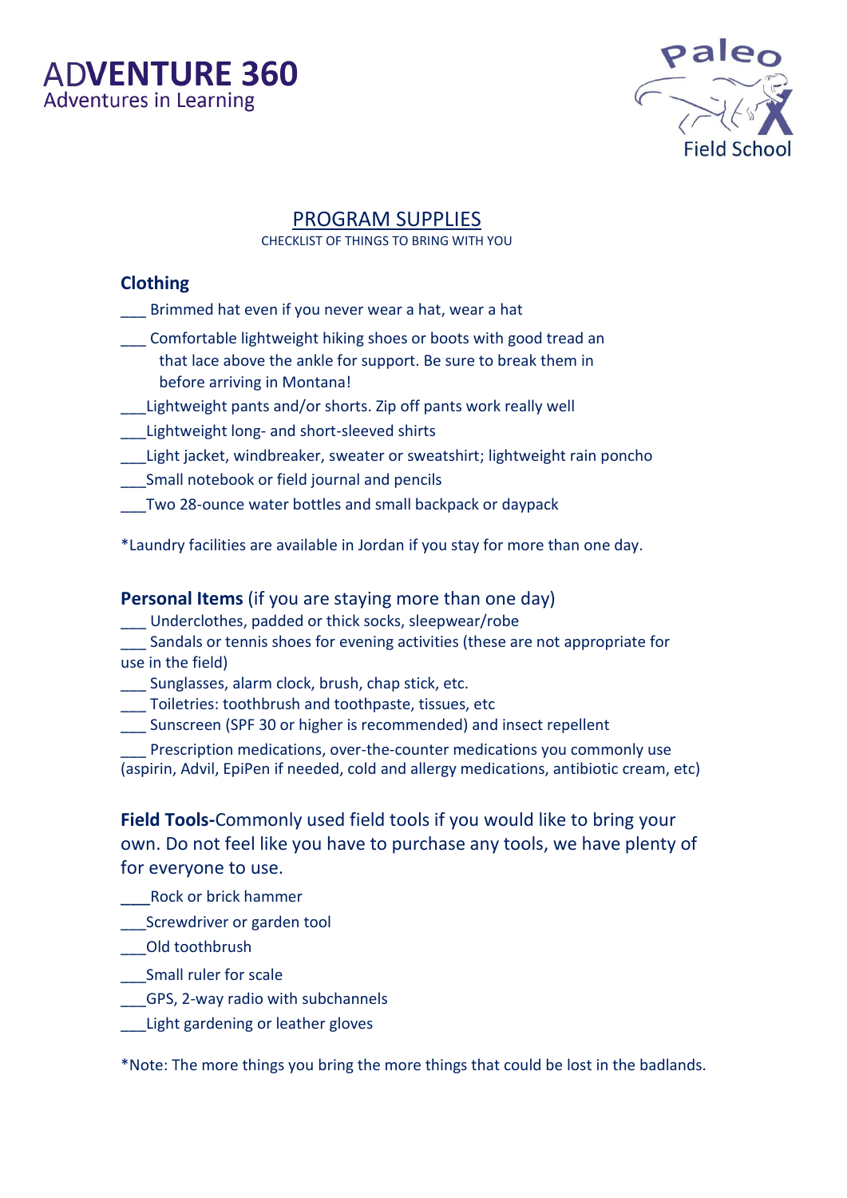ADVENTURE 360
Adventures in Learning

Paleo
Field School

# PROGRAM SUPPLIES

CHECKLIST OF THINGS TO BRING WITH YOU

## Clothing

___ Brimmed hat even if you never wear a hat, wear a hat

___ Comfortable lightweight hiking shoes or boots with good tread an that lace above the ankle for support. Be sure to break them in before arriving in Montana!

___Lightweight pants and/or shorts. Zip off pants work really well

___Lightweight long- and short-sleeved shirts

___Light jacket, windbreaker, sweater or sweatshirt; lightweight rain poncho

___Small notebook or field journal and pencils

___Two 28-ounce water bottles and small backpack or daypack

*Laundry facilities are available in Jordan if you stay for more than one day.

## Personal Items (if you are staying more than one day)

___ Underclothes, padded or thick socks, sleepwear/robe

___ Sandals or tennis shoes for evening activities (these are not appropriate for use in the field)

___ Sunglasses, alarm clock, brush, chap stick, etc.

___ Toiletries: toothbrush and toothpaste, tissues, etc

___ Sunscreen (SPF 30 or higher is recommended) and insect repellent

___ Prescription medications, over-the-counter medications you commonly use (aspirin, Advil, EpiPen if needed, cold and allergy medications, antibiotic cream, etc)

## Field Tools-Commonly used field tools if you would like to bring your own. Do not feel like you have to purchase any tools, we have plenty of for everyone to use.

___Rock or brick hammer

___Screwdriver or garden tool

___Old toothbrush

___Small ruler for scale

___GPS, 2-way radio with subchannels

___Light gardening or leather gloves

*Note: The more things you bring the more things that could be lost in the badlands.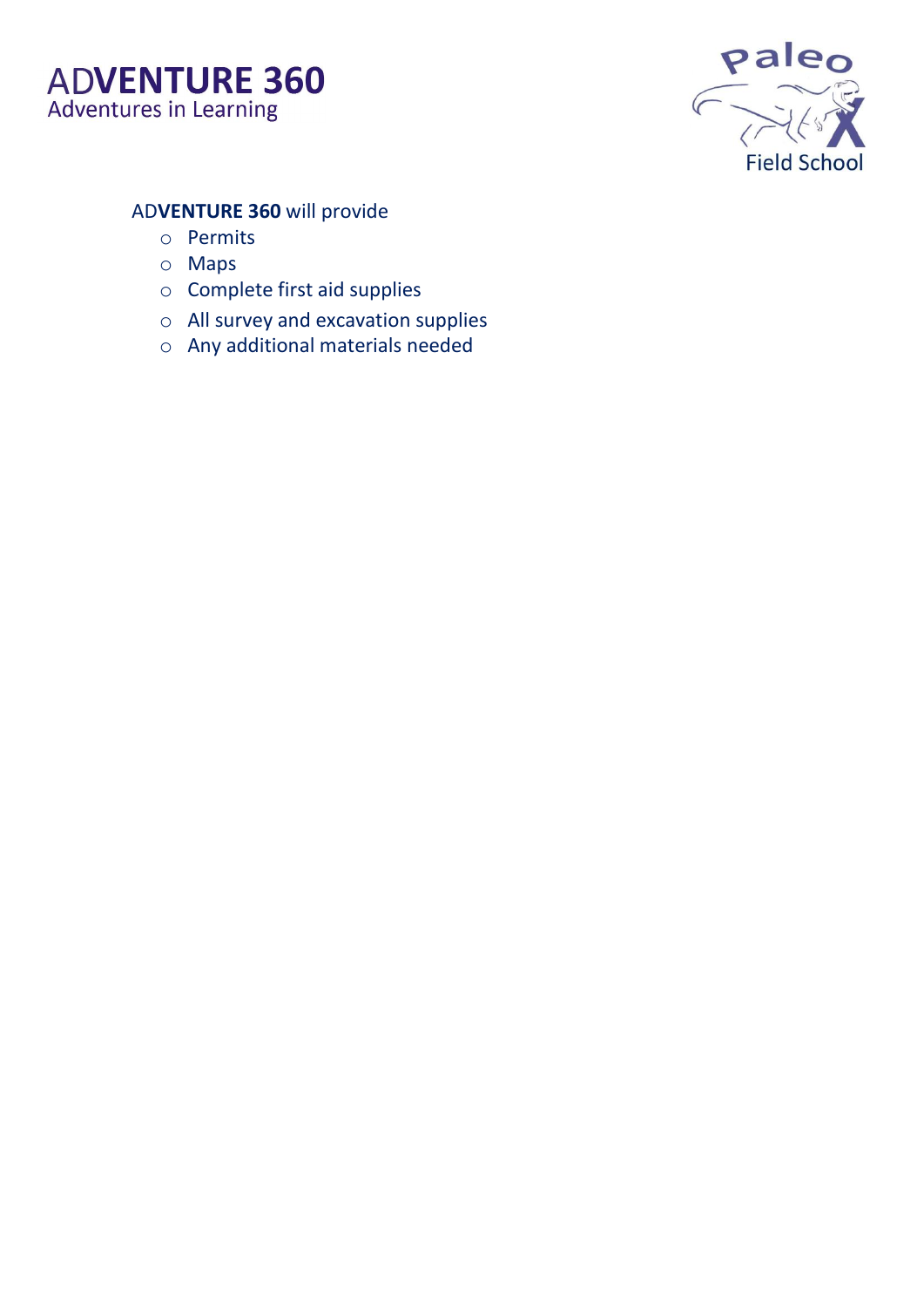AD**VENTURE 360** will provide

- Permits
- Maps
- Complete first aid supplies
- All survey and excavation supplies
- Any additional materials needed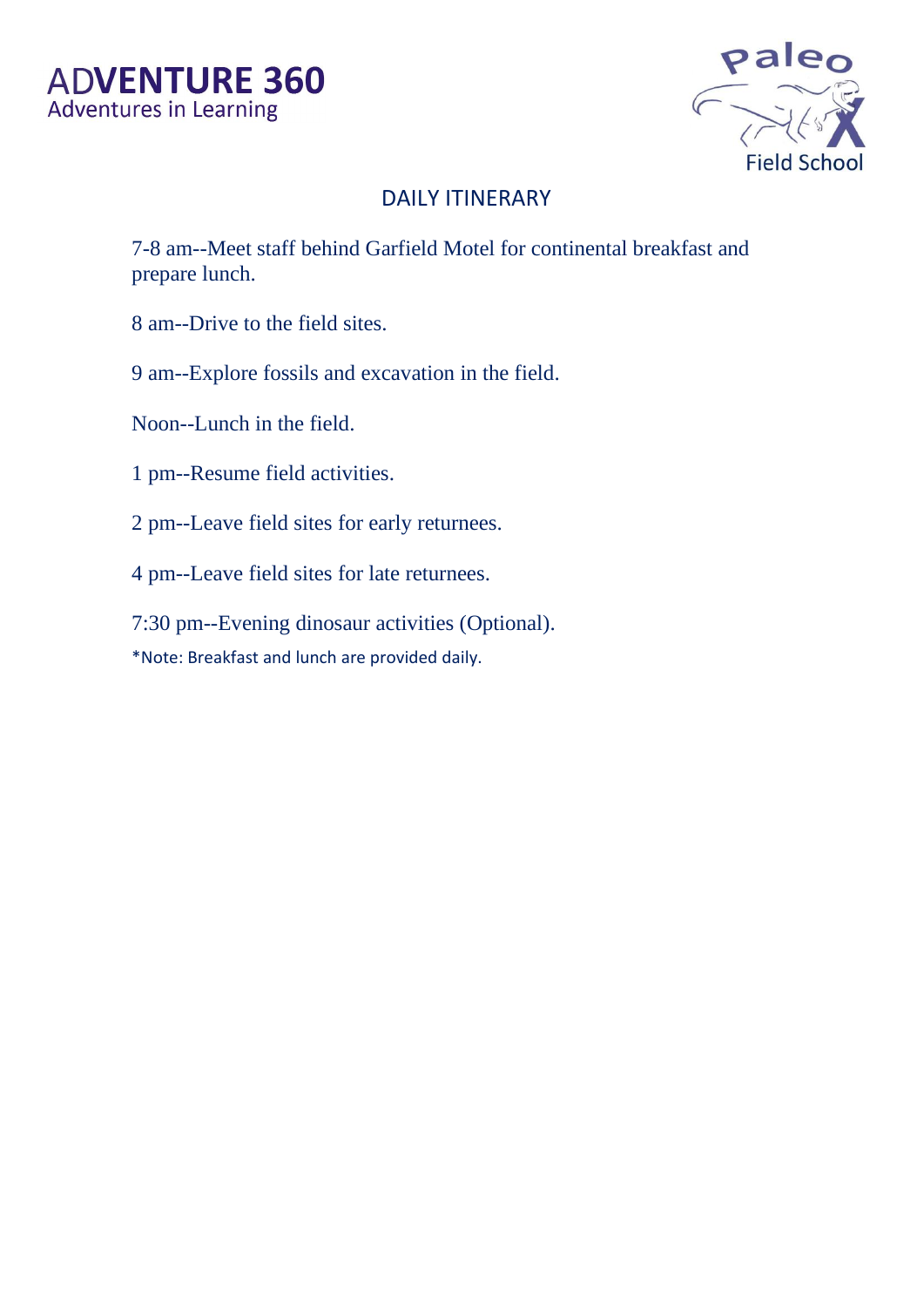ADVENTURE 360
Adventures in Learning

Paleo X Field School

## DAILY ITINERARY

7-8 am--Meet staff behind Garfield Motel for continental breakfast and prepare lunch.

8 am--Drive to the field sites.

9 am--Explore fossils and excavation in the field.

Noon--Lunch in the field.

1 pm--Resume field activities.

2 pm--Leave field sites for early returnees.

4 pm--Leave field sites for late returnees.

7:30 pm--Evening dinosaur activities (Optional).

*Note: Breakfast and lunch are provided daily.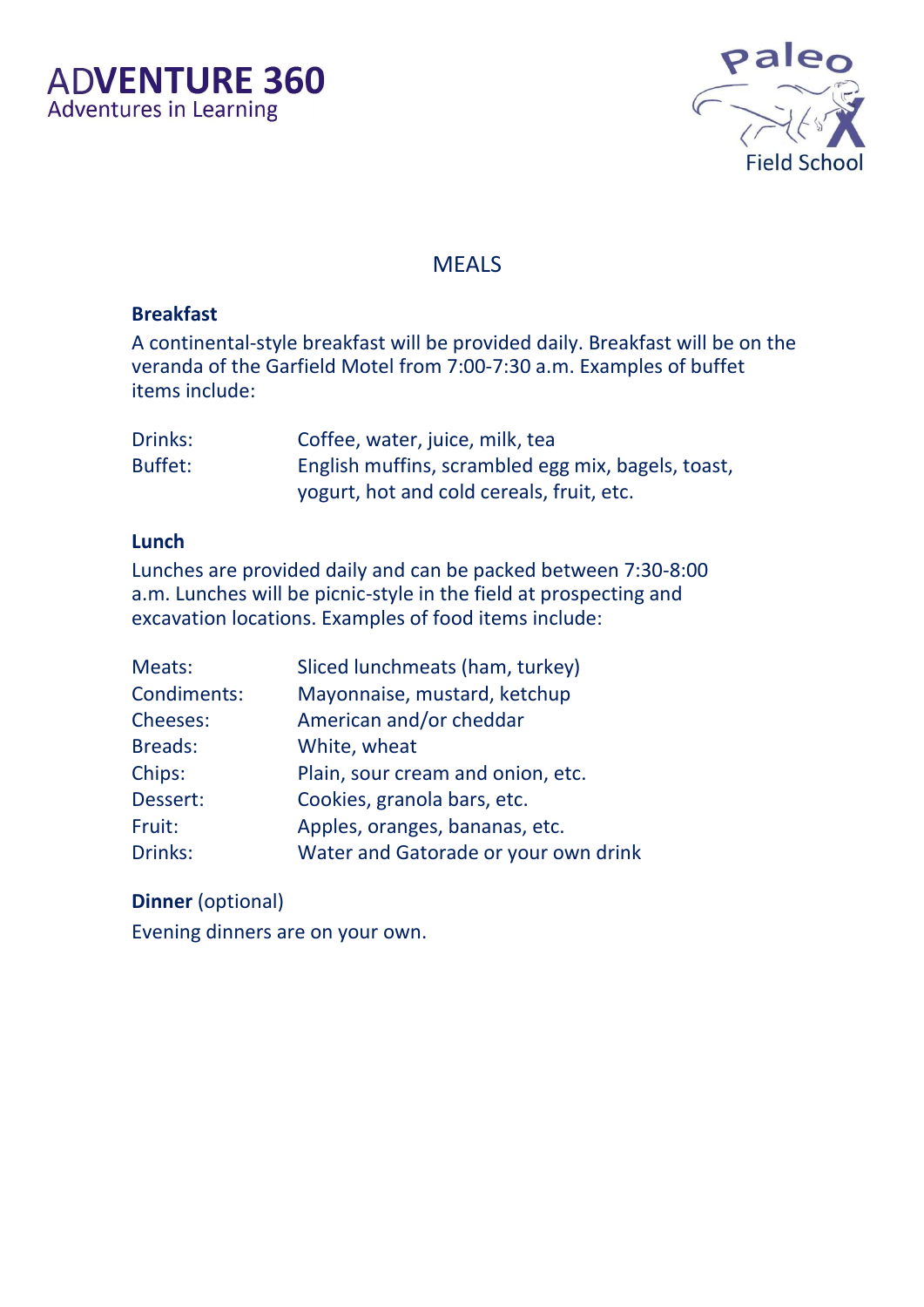# MEALS

## Breakfast

A continental-style breakfast will be provided daily. Breakfast will be on the veranda of the Garfield Motel from 7:00-7:30 a.m. Examples of buffet items include:

| | |
|---|---|
| Drinks: | Coffee, water, juice, milk, tea |
| Buffet: | English muffins, scrambled egg mix, bagels, toast, yogurt, hot and cold cereals, fruit, etc. |

## Lunch

Lunches are provided daily and can be packed between 7:30-8:00 a.m. Lunches will be picnic-style in the field at prospecting and excavation locations. Examples of food items include:

| | |
|---|---|
| Meats: | Sliced lunchmeats (ham, turkey) |
| Condiments: | Mayonnaise, mustard, ketchup |
| Cheeses: | American and/or cheddar |
| Breads: | White, wheat |
| Chips: | Plain, sour cream and onion, etc. |
| Dessert: | Cookies, granola bars, etc. |
| Fruit: | Apples, oranges, bananas, etc. |
| Drinks: | Water and Gatorade or your own drink |

## **Dinner** (optional)

Evening dinners are on your own.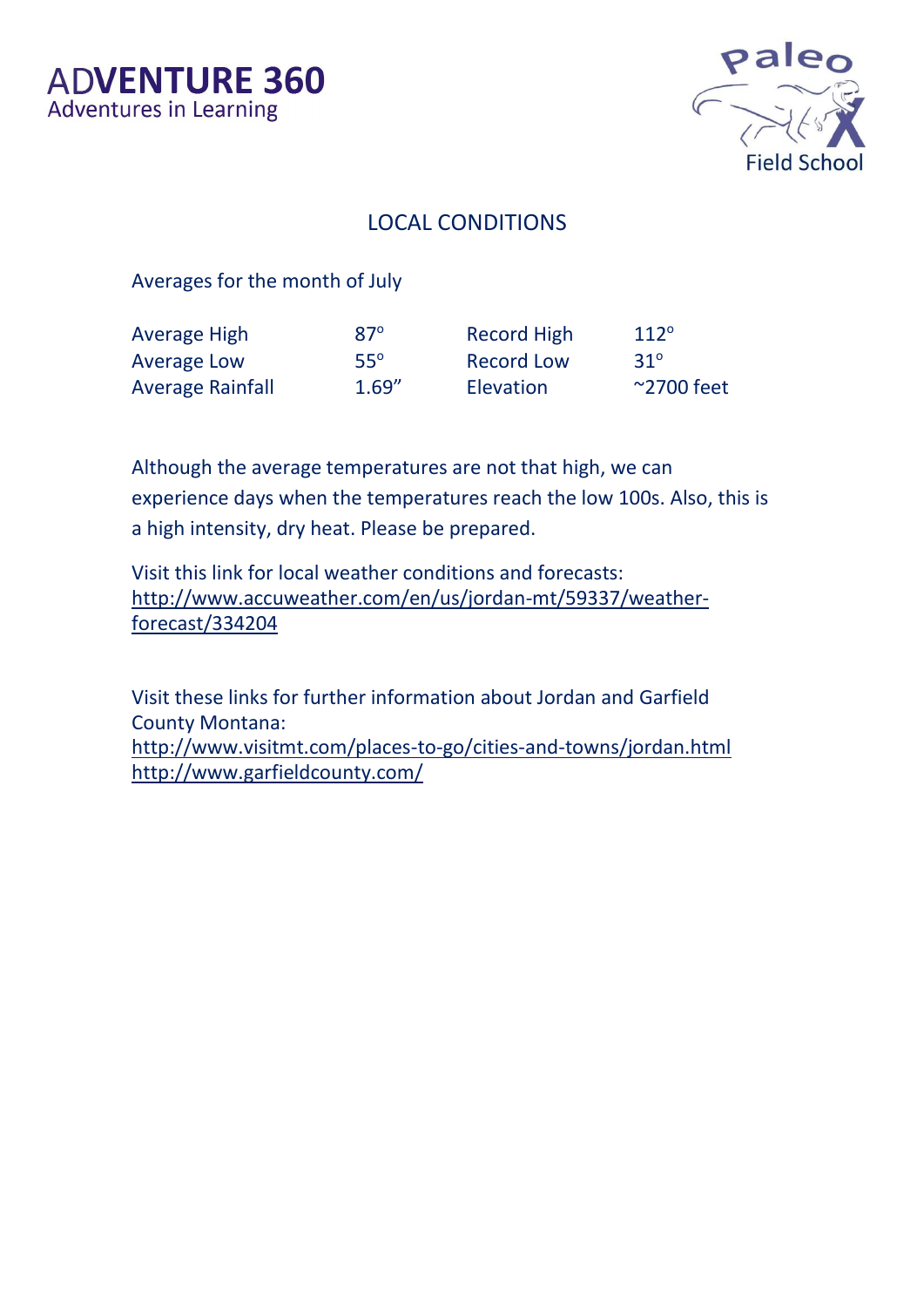ADVENTURE 360
Adventures in Learning

Paleo Field School

## LOCAL CONDITIONS

Averages for the month of July

| Average High | 87° | Record High | 112° |
| --- | --- | --- | --- |
| Average Low | 55° | Record Low | 31° |
| Average Rainfall | 1.69" | Elevation | ~2700 feet |

Although the average temperatures are not that high, we can experience days when the temperatures reach the low 100s. Also, this is a high intensity, dry heat. Please be prepared.

Visit this link for local weather conditions and forecasts:
http://www.accuweather.com/en/us/jordan-mt/59337/weather-forecast/334204

Visit these links for further information about Jordan and Garfield County Montana:
http://www.visitmt.com/places-to-go/cities-and-towns/jordan.html
http://www.garfieldcounty.com/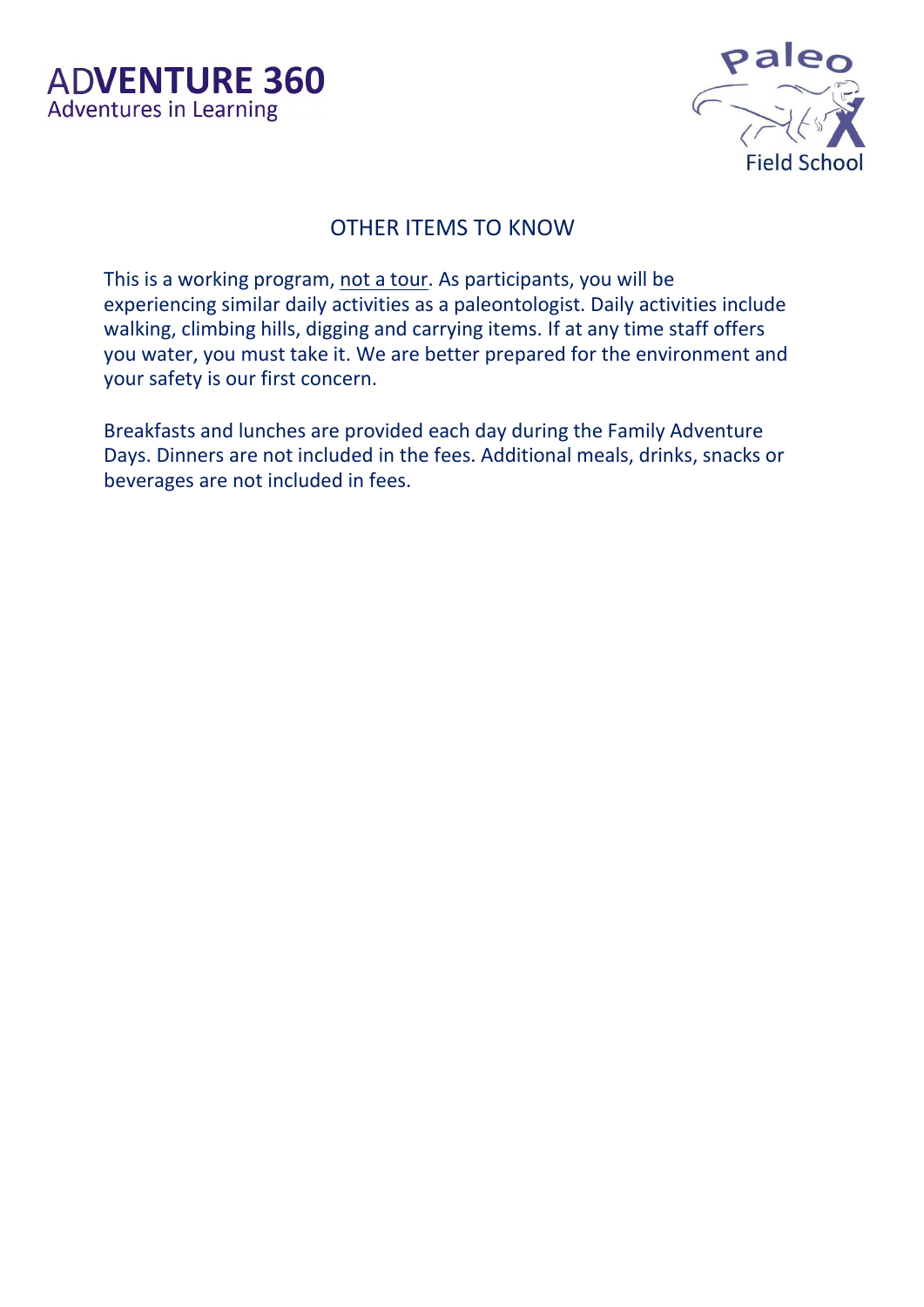## OTHER ITEMS TO KNOW

This is a working program, <u>not a tour</u>. As participants, you will be experiencing similar daily activities as a paleontologist. Daily activities include walking, climbing hills, digging and carrying items. If at any time staff offers you water, you must take it. We are better prepared for the environment and your safety is our first concern.

Breakfasts and lunches are provided each day during the Family Adventure Days. Dinners are not included in the fees. Additional meals, drinks, snacks or beverages are not included in fees.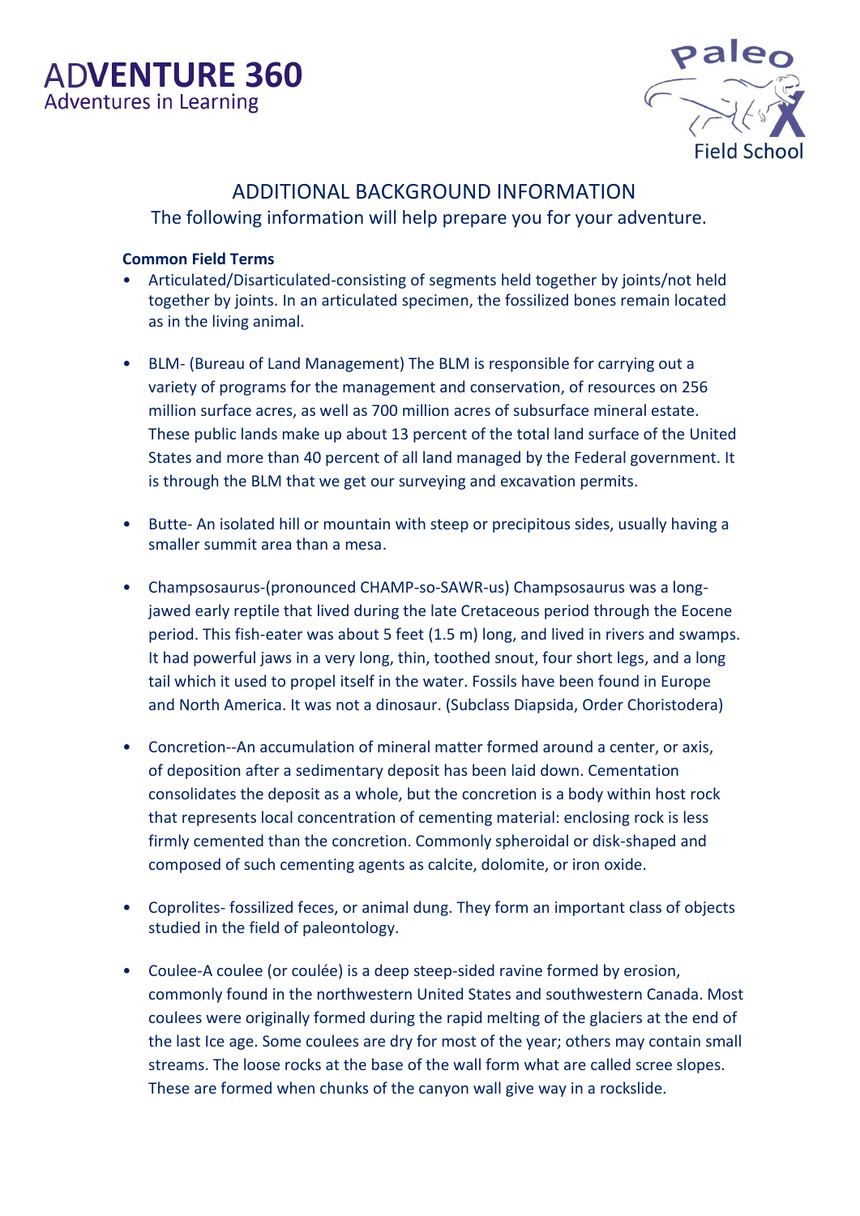# ADDITIONAL BACKGROUND INFORMATION

The following information will help prepare you for your adventure.

**Common Field Terms**

- Articulated/Disarticulated-consisting of segments held together by joints/not held together by joints. In an articulated specimen, the fossilized bones remain located as in the living animal.
- BLM- (Bureau of Land Management) The BLM is responsible for carrying out a variety of programs for the management and conservation, of resources on 256 million surface acres, as well as 700 million acres of subsurface mineral estate. These public lands make up about 13 percent of the total land surface of the United States and more than 40 percent of all land managed by the Federal government. It is through the BLM that we get our surveying and excavation permits.
- Butte- An isolated hill or mountain with steep or precipitous sides, usually having a smaller summit area than a mesa.
- Champsosaurus-(pronounced CHAMP-so-SAWR-us) Champsosaurus was a long-jawed early reptile that lived during the late Cretaceous period through the Eocene period. This fish-eater was about 5 feet (1.5 m) long, and lived in rivers and swamps. It had powerful jaws in a very long, thin, toothed snout, four short legs, and a long tail which it used to propel itself in the water. Fossils have been found in Europe and North America. It was not a dinosaur. (Subclass Diapsida, Order Choristodera)
- Concretion--An accumulation of mineral matter formed around a center, or axis, of deposition after a sedimentary deposit has been laid down. Cementation consolidates the deposit as a whole, but the concretion is a body within host rock that represents local concentration of cementing material: enclosing rock is less firmly cemented than the concretion. Commonly spheroidal or disk-shaped and composed of such cementing agents as calcite, dolomite, or iron oxide.
- Coprolites- fossilized feces, or animal dung. They form an important class of objects studied in the field of paleontology.
- Coulee-A coulee (or coulée) is a deep steep-sided ravine formed by erosion, commonly found in the northwestern United States and southwestern Canada. Most coulees were originally formed during the rapid melting of the glaciers at the end of the last Ice age. Some coulees are dry for most of the year; others may contain small streams. The loose rocks at the base of the wall form what are called scree slopes. These are formed when chunks of the canyon wall give way in a rockslide.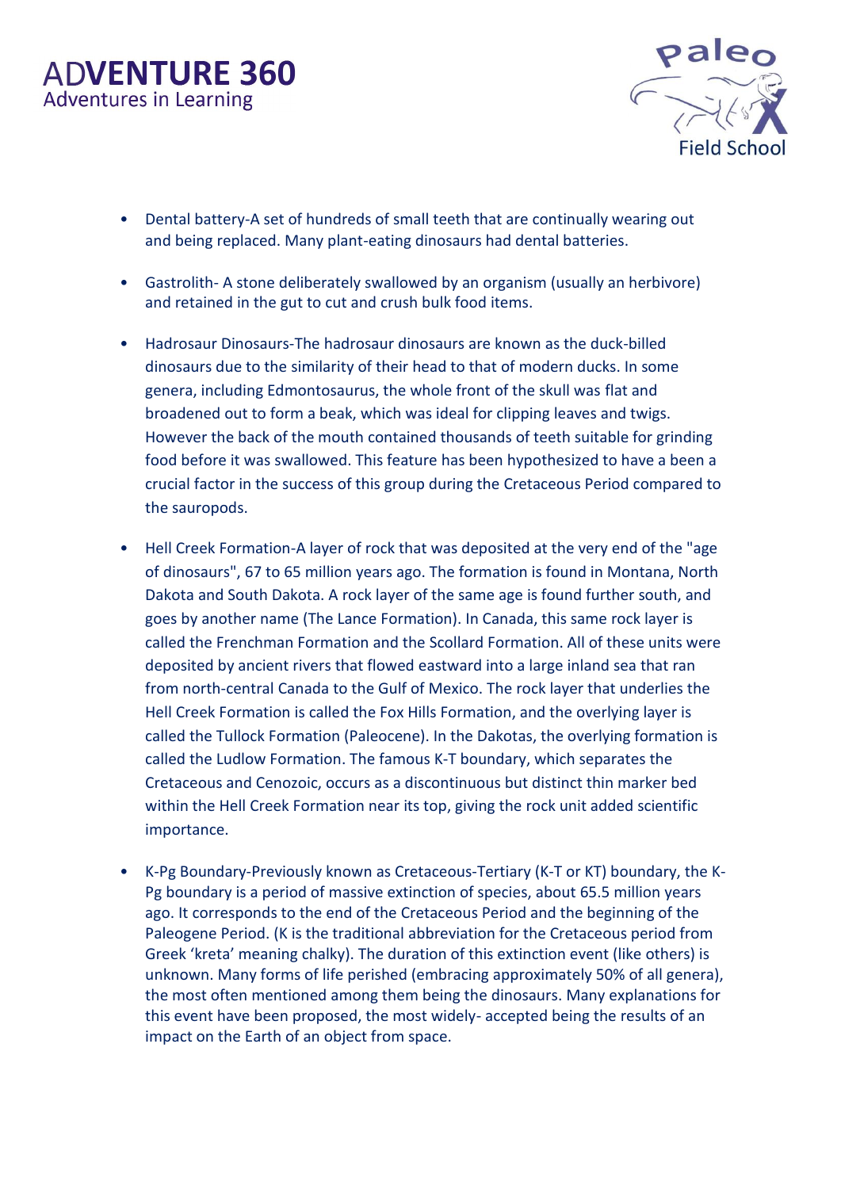- Dental battery-A set of hundreds of small teeth that are continually wearing out and being replaced. Many plant-eating dinosaurs had dental batteries.

- Gastrolith- A stone deliberately swallowed by an organism (usually an herbivore) and retained in the gut to cut and crush bulk food items.

- Hadrosaur Dinosaurs-The hadrosaur dinosaurs are known as the duck-billed dinosaurs due to the similarity of their head to that of modern ducks. In some genera, including Edmontosaurus, the whole front of the skull was flat and broadened out to form a beak, which was ideal for clipping leaves and twigs. However the back of the mouth contained thousands of teeth suitable for grinding food before it was swallowed. This feature has been hypothesized to have a been a crucial factor in the success of this group during the Cretaceous Period compared to the sauropods.

- Hell Creek Formation-A layer of rock that was deposited at the very end of the "age of dinosaurs", 67 to 65 million years ago. The formation is found in Montana, North Dakota and South Dakota. A rock layer of the same age is found further south, and goes by another name (The Lance Formation). In Canada, this same rock layer is called the Frenchman Formation and the Scollard Formation. All of these units were deposited by ancient rivers that flowed eastward into a large inland sea that ran from north-central Canada to the Gulf of Mexico. The rock layer that underlies the Hell Creek Formation is called the Fox Hills Formation, and the overlying layer is called the Tullock Formation (Paleocene). In the Dakotas, the overlying formation is called the Ludlow Formation. The famous K-T boundary, which separates the Cretaceous and Cenozoic, occurs as a discontinuous but distinct thin marker bed within the Hell Creek Formation near its top, giving the rock unit added scientific importance.

- K-Pg Boundary-Previously known as Cretaceous-Tertiary (K-T or KT) boundary, the K-Pg boundary is a period of massive extinction of species, about 65.5 million years ago. It corresponds to the end of the Cretaceous Period and the beginning of the Paleogene Period. (K is the traditional abbreviation for the Cretaceous period from Greek 'kreta' meaning chalky). The duration of this extinction event (like others) is unknown. Many forms of life perished (embracing approximately 50% of all genera), the most often mentioned among them being the dinosaurs. Many explanations for this event have been proposed, the most widely- accepted being the results of an impact on the Earth of an object from space.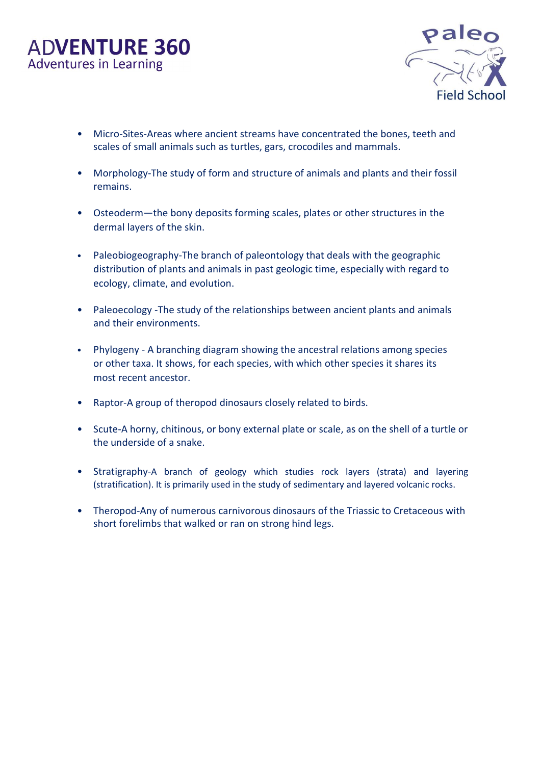- Micro-Sites-Areas where ancient streams have concentrated the bones, teeth and scales of small animals such as turtles, gars, crocodiles and mammals.

- Morphology-The study of form and structure of animals and plants and their fossil remains.

- Osteoderm—the bony deposits forming scales, plates or other structures in the dermal layers of the skin.

- Paleobiogeography-The branch of paleontology that deals with the geographic distribution of plants and animals in past geologic time, especially with regard to ecology, climate, and evolution.

- Paleoecology -The study of the relationships between ancient plants and animals and their environments.

- Phylogeny - A branching diagram showing the ancestral relations among species or other taxa. It shows, for each species, with which other species it shares its most recent ancestor.

- Raptor-A group of theropod dinosaurs closely related to birds.

- Scute-A horny, chitinous, or bony external plate or scale, as on the shell of a turtle or the underside of a snake.

- Stratigraphy-A branch of geology which studies rock layers (strata) and layering (stratification). It is primarily used in the study of sedimentary and layered volcanic rocks.

- Theropod-Any of numerous carnivorous dinosaurs of the Triassic to Cretaceous with short forelimbs that walked or ran on strong hind legs.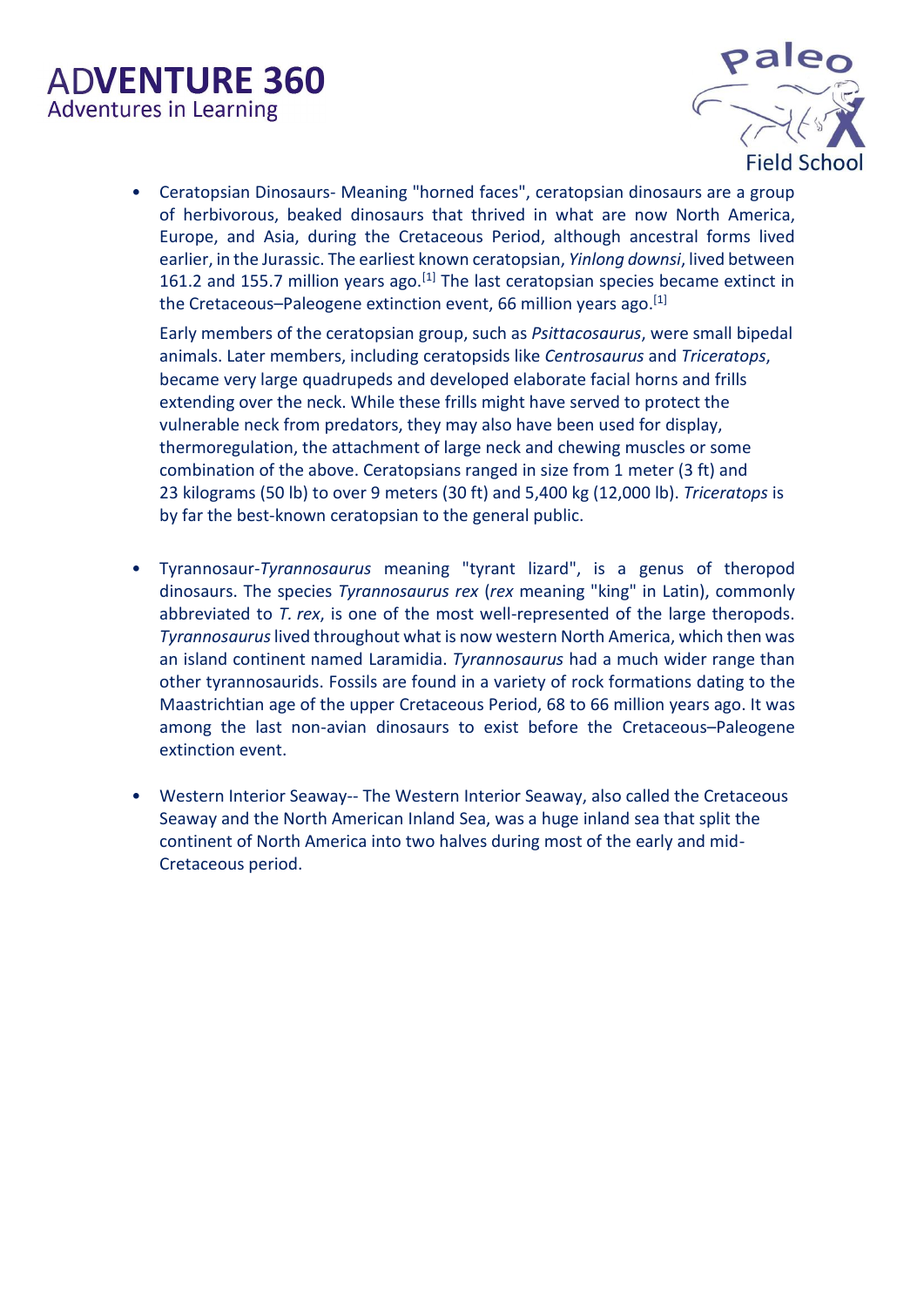- Ceratopsian Dinosaurs- Meaning "horned faces", ceratopsian dinosaurs are a group of herbivorous, beaked dinosaurs that thrived in what are now North America, Europe, and Asia, during the Cretaceous Period, although ancestral forms lived earlier, in the Jurassic. The earliest known ceratopsian, *Yinlong downsi*, lived between 161.2 and 155.7 million years ago.[1] The last ceratopsian species became extinct in the Cretaceous–Paleogene extinction event, 66 million years ago.[1]

  Early members of the ceratopsian group, such as *Psittacosaurus*, were small bipedal animals. Later members, including ceratopsids like *Centrosaurus* and *Triceratops*, became very large quadrupeds and developed elaborate facial horns and frills extending over the neck. While these frills might have served to protect the vulnerable neck from predators, they may also have been used for display, thermoregulation, the attachment of large neck and chewing muscles or some combination of the above. Ceratopsians ranged in size from 1 meter (3 ft) and 23 kilograms (50 lb) to over 9 meters (30 ft) and 5,400 kg (12,000 lb). *Triceratops* is by far the best-known ceratopsian to the general public.

- Tyrannosaur-*Tyrannosaurus* meaning "tyrant lizard", is a genus of theropod dinosaurs. The species *Tyrannosaurus rex* (*rex* meaning "king" in Latin), commonly abbreviated to *T. rex*, is one of the most well-represented of the large theropods. *Tyrannosaurus* lived throughout what is now western North America, which then was an island continent named Laramidia. *Tyrannosaurus* had a much wider range than other tyrannosaurids. Fossils are found in a variety of rock formations dating to the Maastrichtian age of the upper Cretaceous Period, 68 to 66 million years ago. It was among the last non-avian dinosaurs to exist before the Cretaceous–Paleogene extinction event.

- Western Interior Seaway-- The Western Interior Seaway, also called the Cretaceous Seaway and the North American Inland Sea, was a huge inland sea that split the continent of North America into two halves during most of the early and mid-Cretaceous period.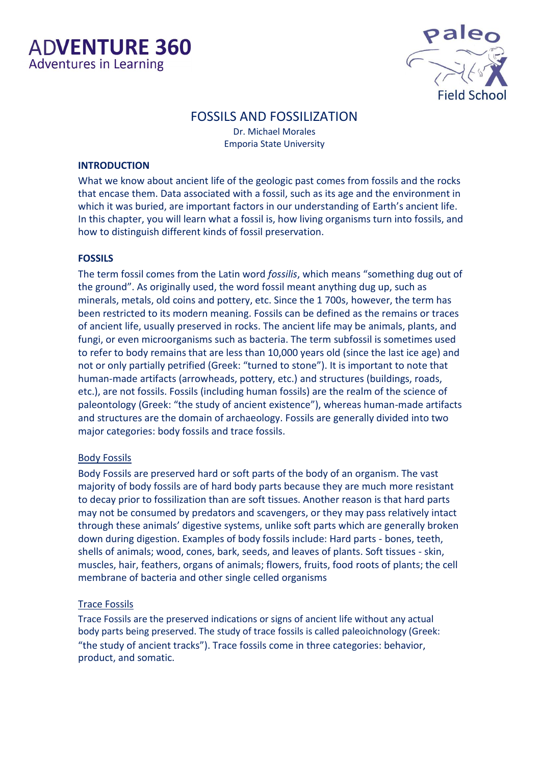# FOSSILS AND FOSSILIZATION

Dr. Michael Morales
Emporia State University

## INTRODUCTION

What we know about ancient life of the geologic past comes from fossils and the rocks that encase them. Data associated with a fossil, such as its age and the environment in which it was buried, are important factors in our understanding of Earth's ancient life. In this chapter, you will learn what a fossil is, how living organisms turn into fossils, and how to distinguish different kinds of fossil preservation.

## FOSSILS

The term fossil comes from the Latin word *fossilis*, which means "something dug out of the ground". As originally used, the word fossil meant anything dug up, such as minerals, metals, old coins and pottery, etc. Since the 1 700s, however, the term has been restricted to its modern meaning. Fossils can be defined as the remains or traces of ancient life, usually preserved in rocks. The ancient life may be animals, plants, and fungi, or even microorganisms such as bacteria. The term subfossil is sometimes used to refer to body remains that are less than 10,000 years old (since the last ice age) and not or only partially petrified (Greek: "turned to stone"). It is important to note that human-made artifacts (arrowheads, pottery, etc.) and structures (buildings, roads, etc.), are not fossils. Fossils (including human fossils) are the realm of the science of paleontology (Greek: "the study of ancient existence"), whereas human-made artifacts and structures are the domain of archaeology. Fossils are generally divided into two major categories: body fossils and trace fossils.

### Body Fossils

Body Fossils are preserved hard or soft parts of the body of an organism. The vast majority of body fossils are of hard body parts because they are much more resistant to decay prior to fossilization than are soft tissues. Another reason is that hard parts may not be consumed by predators and scavengers, or they may pass relatively intact through these animals' digestive systems, unlike soft parts which are generally broken down during digestion. Examples of body fossils include: Hard parts - bones, teeth, shells of animals; wood, cones, bark, seeds, and leaves of plants. Soft tissues - skin, muscles, hair, feathers, organs of animals; flowers, fruits, food roots of plants; the cell membrane of bacteria and other single celled organisms

### Trace Fossils

Trace Fossils are the preserved indications or signs of ancient life without any actual body parts being preserved. The study of trace fossils is called paleoichnology (Greek: "the study of ancient tracks"). Trace fossils come in three categories: behavior, product, and somatic.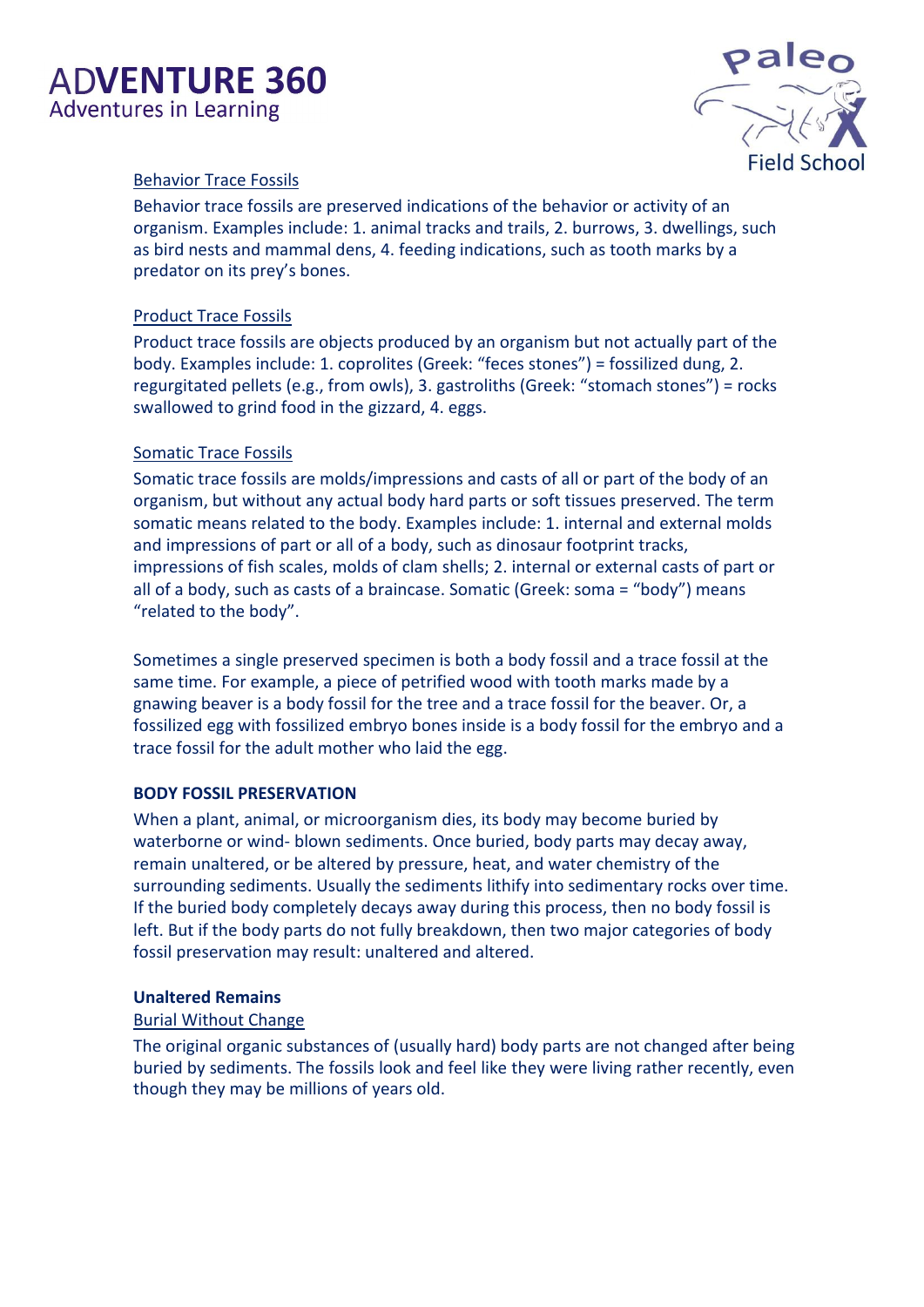<u>Behavior Trace Fossils</u>

Behavior trace fossils are preserved indications of the behavior or activity of an organism. Examples include: 1. animal tracks and trails, 2. burrows, 3. dwellings, such as bird nests and mammal dens, 4. feeding indications, such as tooth marks by a predator on its prey's bones.

<u>Product Trace Fossils</u>

Product trace fossils are objects produced by an organism but not actually part of the body. Examples include: 1. coprolites (Greek: "feces stones") = fossilized dung, 2. regurgitated pellets (e.g., from owls), 3. gastroliths (Greek: "stomach stones") = rocks swallowed to grind food in the gizzard, 4. eggs.

<u>Somatic Trace Fossils</u>

Somatic trace fossils are molds/impressions and casts of all or part of the body of an organism, but without any actual body hard parts or soft tissues preserved. The term somatic means related to the body. Examples include: 1. internal and external molds and impressions of part or all of a body, such as dinosaur footprint tracks, impressions of fish scales, molds of clam shells; 2. internal or external casts of part or all of a body, such as casts of a braincase. Somatic (Greek: soma = "body") means "related to the body".

Sometimes a single preserved specimen is both a body fossil and a trace fossil at the same time. For example, a piece of petrified wood with tooth marks made by a gnawing beaver is a body fossil for the tree and a trace fossil for the beaver. Or, a fossilized egg with fossilized embryo bones inside is a body fossil for the embryo and a trace fossil for the adult mother who laid the egg.

**BODY FOSSIL PRESERVATION**

When a plant, animal, or microorganism dies, its body may become buried by waterborne or wind- blown sediments. Once buried, body parts may decay away, remain unaltered, or be altered by pressure, heat, and water chemistry of the surrounding sediments. Usually the sediments lithify into sedimentary rocks over time. If the buried body completely decays away during this process, then no body fossil is left. But if the body parts do not fully breakdown, then two major categories of body fossil preservation may result: unaltered and altered.

**Unaltered Remains**

<u>Burial Without Change</u>

The original organic substances of (usually hard) body parts are not changed after being buried by sediments. The fossils look and feel like they were living rather recently, even though they may be millions of years old.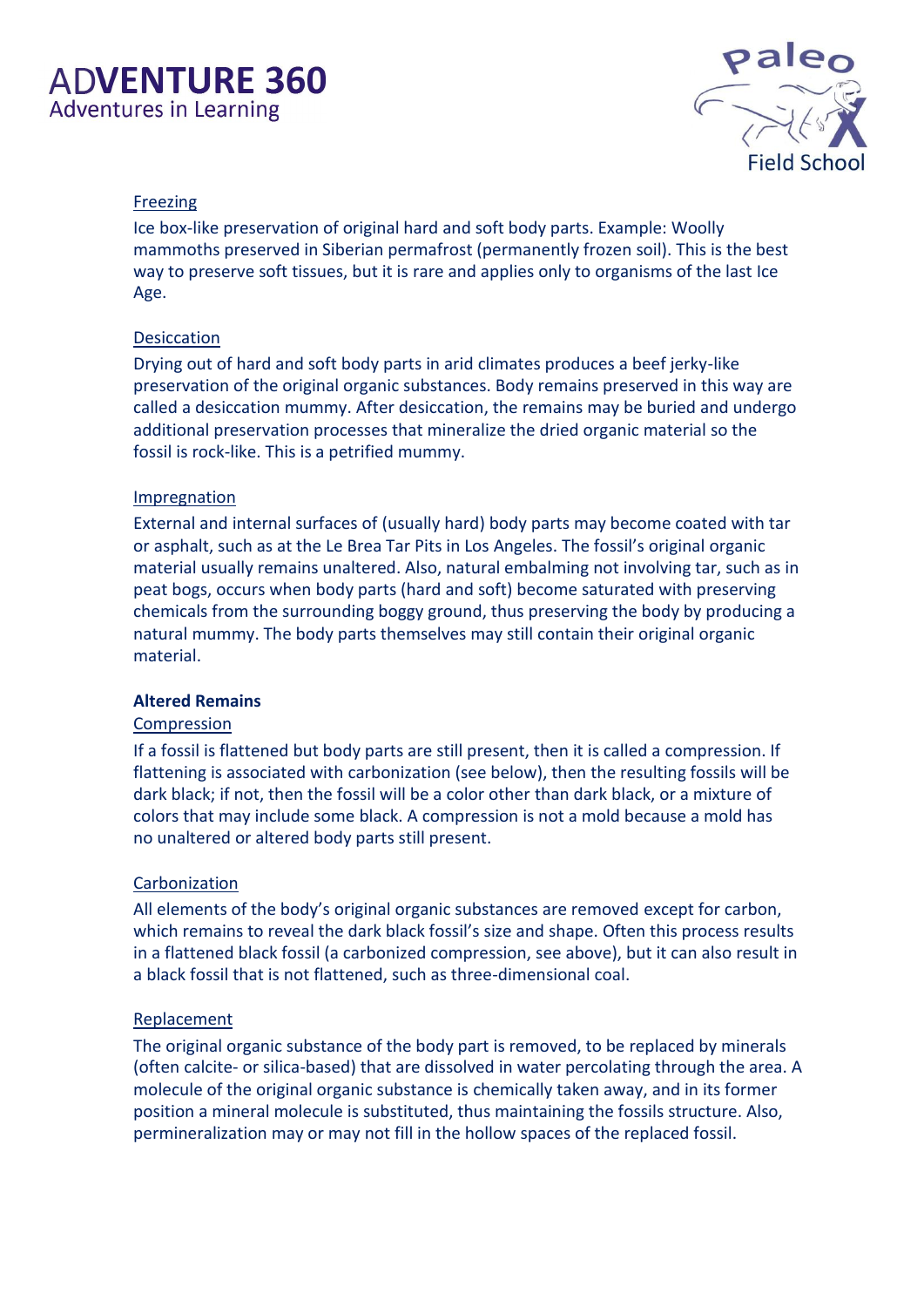Freezing

Ice box-like preservation of original hard and soft body parts. Example: Woolly mammoths preserved in Siberian permafrost (permanently frozen soil). This is the best way to preserve soft tissues, but it is rare and applies only to organisms of the last Ice Age.

Desiccation

Drying out of hard and soft body parts in arid climates produces a beef jerky-like preservation of the original organic substances. Body remains preserved in this way are called a desiccation mummy. After desiccation, the remains may be buried and undergo additional preservation processes that mineralize the dried organic material so the fossil is rock-like. This is a petrified mummy.

Impregnation

External and internal surfaces of (usually hard) body parts may become coated with tar or asphalt, such as at the Le Brea Tar Pits in Los Angeles. The fossil's original organic material usually remains unaltered. Also, natural embalming not involving tar, such as in peat bogs, occurs when body parts (hard and soft) become saturated with preserving chemicals from the surrounding boggy ground, thus preserving the body by producing a natural mummy. The body parts themselves may still contain their original organic material.

**Altered Remains**

Compression

If a fossil is flattened but body parts are still present, then it is called a compression. If flattening is associated with carbonization (see below), then the resulting fossils will be dark black; if not, then the fossil will be a color other than dark black, or a mixture of colors that may include some black. A compression is not a mold because a mold has no unaltered or altered body parts still present.

Carbonization

All elements of the body's original organic substances are removed except for carbon, which remains to reveal the dark black fossil's size and shape. Often this process results in a flattened black fossil (a carbonized compression, see above), but it can also result in a black fossil that is not flattened, such as three-dimensional coal.

Replacement

The original organic substance of the body part is removed, to be replaced by minerals (often calcite- or silica-based) that are dissolved in water percolating through the area. A molecule of the original organic substance is chemically taken away, and in its former position a mineral molecule is substituted, thus maintaining the fossils structure. Also, permineralization may or may not fill in the hollow spaces of the replaced fossil.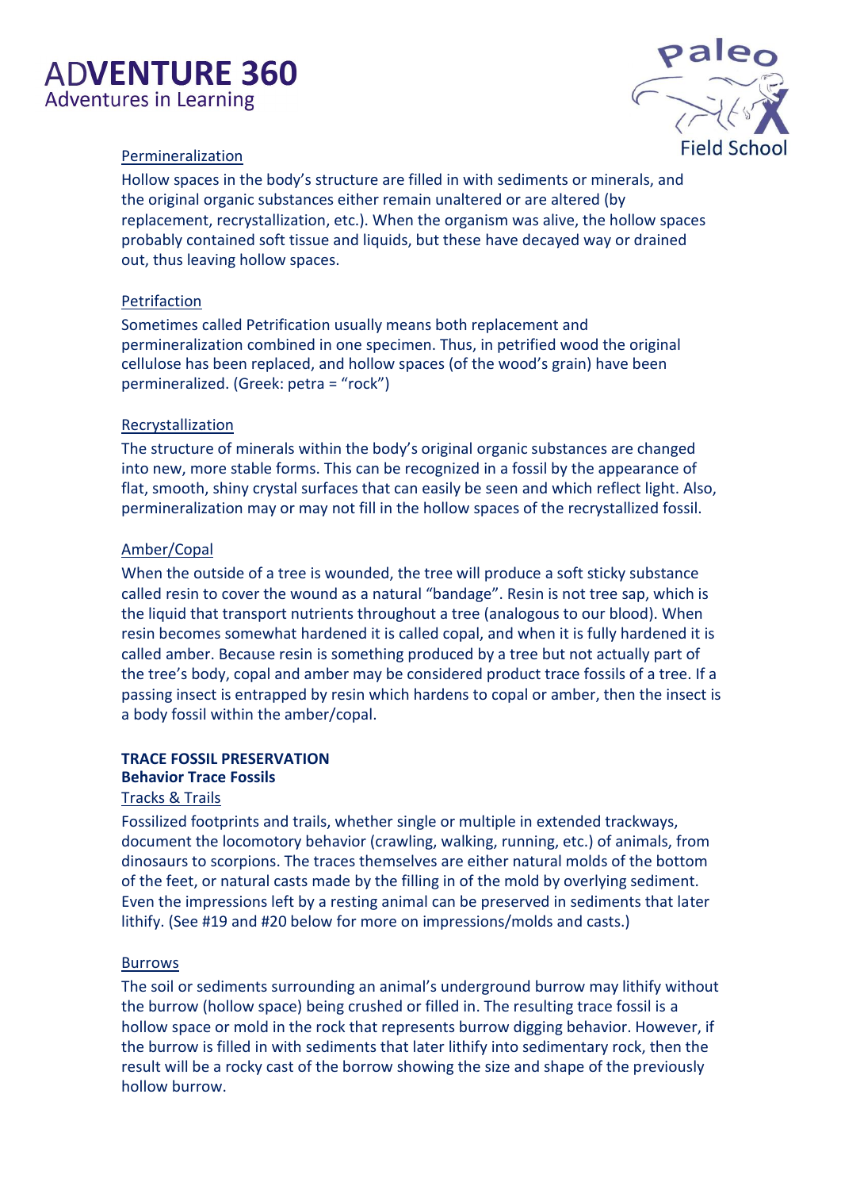#### Permineralization

Hollow spaces in the body's structure are filled in with sediments or minerals, and the original organic substances either remain unaltered or are altered (by replacement, recrystallization, etc.). When the organism was alive, the hollow spaces probably contained soft tissue and liquids, but these have decayed way or drained out, thus leaving hollow spaces.

#### Petrifaction

Sometimes called Petrification usually means both replacement and permineralization combined in one specimen. Thus, in petrified wood the original cellulose has been replaced, and hollow spaces (of the wood's grain) have been permineralized. (Greek: petra = "rock")

#### Recrystallization

The structure of minerals within the body's original organic substances are changed into new, more stable forms. This can be recognized in a fossil by the appearance of flat, smooth, shiny crystal surfaces that can easily be seen and which reflect light. Also, permineralization may or may not fill in the hollow spaces of the recrystallized fossil.

#### Amber/Copal

When the outside of a tree is wounded, the tree will produce a soft sticky substance called resin to cover the wound as a natural "bandage". Resin is not tree sap, which is the liquid that transport nutrients throughout a tree (analogous to our blood). When resin becomes somewhat hardened it is called copal, and when it is fully hardened it is called amber. Because resin is something produced by a tree but not actually part of the tree's body, copal and amber may be considered product trace fossils of a tree. If a passing insect is entrapped by resin which hardens to copal or amber, then the insect is a body fossil within the amber/copal.

## TRACE FOSSIL PRESERVATION

### Behavior Trace Fossils

#### Tracks & Trails

Fossilized footprints and trails, whether single or multiple in extended trackways, document the locomotory behavior (crawling, walking, running, etc.) of animals, from dinosaurs to scorpions. The traces themselves are either natural molds of the bottom of the feet, or natural casts made by the filling in of the mold by overlying sediment. Even the impressions left by a resting animal can be preserved in sediments that later lithify. (See #19 and #20 below for more on impressions/molds and casts.)

#### Burrows

The soil or sediments surrounding an animal's underground burrow may lithify without the burrow (hollow space) being crushed or filled in. The resulting trace fossil is a hollow space or mold in the rock that represents burrow digging behavior. However, if the burrow is filled in with sediments that later lithify into sedimentary rock, then the result will be a rocky cast of the borrow showing the size and shape of the previously hollow burrow.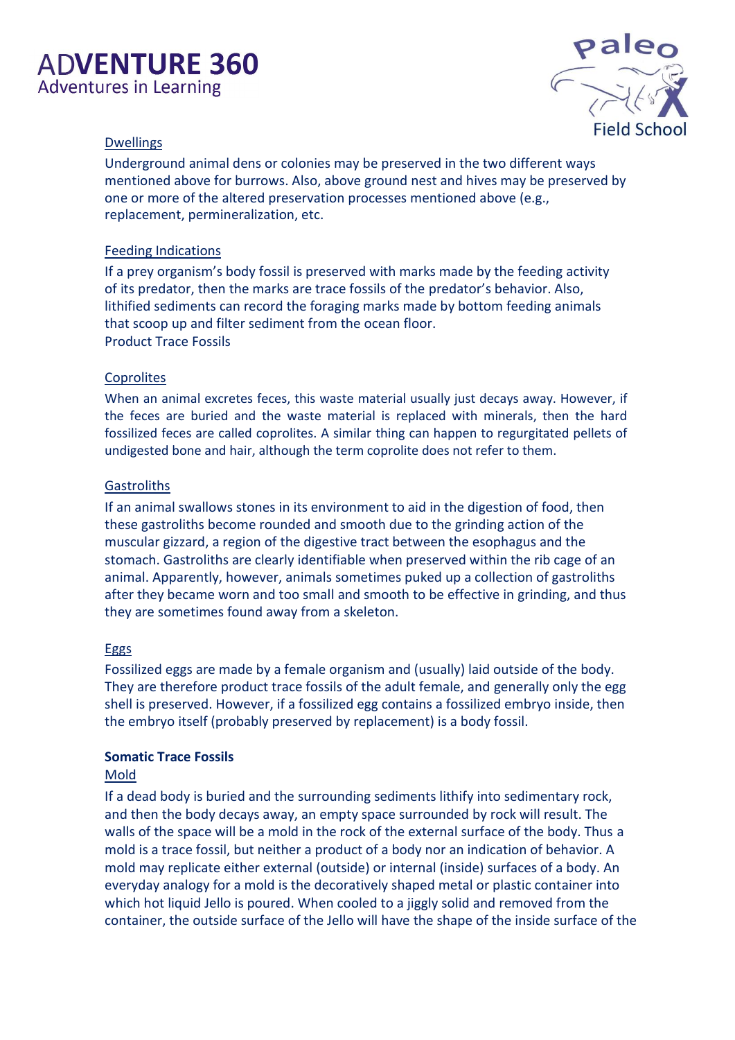#### Dwellings

Underground animal dens or colonies may be preserved in the two different ways mentioned above for burrows. Also, above ground nest and hives may be preserved by one or more of the altered preservation processes mentioned above (e.g., replacement, permineralization, etc.

#### Feeding Indications

If a prey organism's body fossil is preserved with marks made by the feeding activity of its predator, then the marks are trace fossils of the predator's behavior. Also, lithified sediments can record the foraging marks made by bottom feeding animals that scoop up and filter sediment from the ocean floor.
Product Trace Fossils

#### Coprolites

When an animal excretes feces, this waste material usually just decays away. However, if the feces are buried and the waste material is replaced with minerals, then the hard fossilized feces are called coprolites. A similar thing can happen to regurgitated pellets of undigested bone and hair, although the term coprolite does not refer to them.

#### Gastroliths

If an animal swallows stones in its environment to aid in the digestion of food, then these gastroliths become rounded and smooth due to the grinding action of the muscular gizzard, a region of the digestive tract between the esophagus and the stomach. Gastroliths are clearly identifiable when preserved within the rib cage of an animal. Apparently, however, animals sometimes puked up a collection of gastroliths after they became worn and too small and smooth to be effective in grinding, and thus they are sometimes found away from a skeleton.

#### Eggs

Fossilized eggs are made by a female organism and (usually) laid outside of the body. They are therefore product trace fossils of the adult female, and generally only the egg shell is preserved. However, if a fossilized egg contains a fossilized embryo inside, then the embryo itself (probably preserved by replacement) is a body fossil.

### Somatic Trace Fossils

#### Mold

If a dead body is buried and the surrounding sediments lithify into sedimentary rock, and then the body decays away, an empty space surrounded by rock will result. The walls of the space will be a mold in the rock of the external surface of the body. Thus a mold is a trace fossil, but neither a product of a body nor an indication of behavior. A mold may replicate either external (outside) or internal (inside) surfaces of a body. An everyday analogy for a mold is the decoratively shaped metal or plastic container into which hot liquid Jello is poured. When cooled to a jiggly solid and removed from the container, the outside surface of the Jello will have the shape of the inside surface of the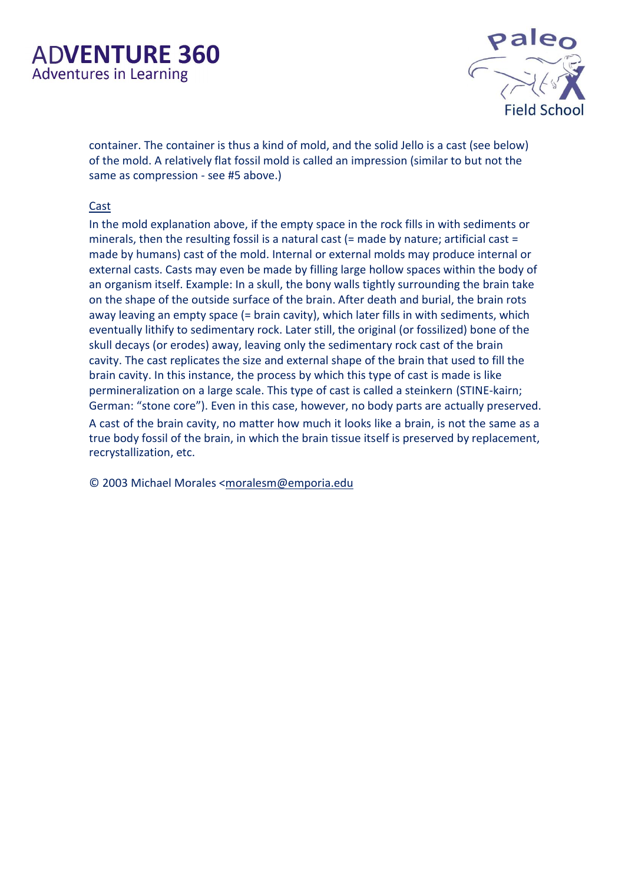container. The container is thus a kind of mold, and the solid Jello is a cast (see below) of the mold. A relatively flat fossil mold is called an impression (similar to but not the same as compression - see #5 above.)

<u>Cast</u>

In the mold explanation above, if the empty space in the rock fills in with sediments or minerals, then the resulting fossil is a natural cast (= made by nature; artificial cast = made by humans) cast of the mold. Internal or external molds may produce internal or external casts. Casts may even be made by filling large hollow spaces within the body of an organism itself. Example: In a skull, the bony walls tightly surrounding the brain take on the shape of the outside surface of the brain. After death and burial, the brain rots away leaving an empty space (= brain cavity), which later fills in with sediments, which eventually lithify to sedimentary rock. Later still, the original (or fossilized) bone of the skull decays (or erodes) away, leaving only the sedimentary rock cast of the brain cavity. The cast replicates the size and external shape of the brain that used to fill the brain cavity. In this instance, the process by which this type of cast is made is like permineralization on a large scale. This type of cast is called a steinkern (STINE-kairn; German: "stone core"). Even in this case, however, no body parts are actually preserved. A cast of the brain cavity, no matter how much it looks like a brain, is not the same as a true body fossil of the brain, in which the brain tissue itself is preserved by replacement, recrystallization, etc.

© 2003 Michael Morales <moralesm@emporia.edu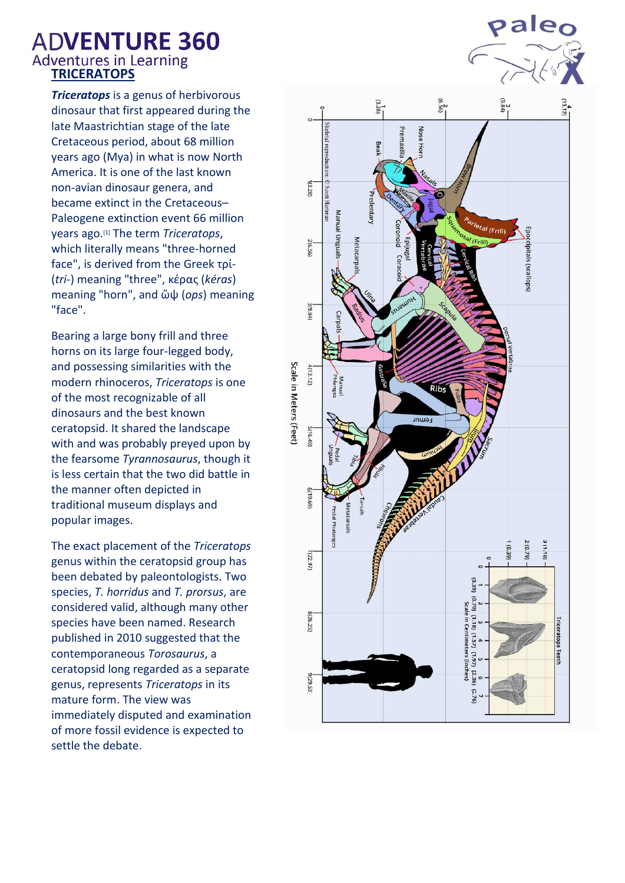# ADVENTURE 360

Adventures in Learning

## TRICERATOPS

***Triceratops*** is a genus of herbivorous dinosaur that first appeared during the late Maastrichtian stage of the late Cretaceous period, about 68 million years ago (Mya) in what is now North America. It is one of the last known non-avian dinosaur genera, and became extinct in the Cretaceous–Paleogene extinction event 66 million years ago.[1] The term *Triceratops*, which literally means "three-horned face", is derived from the Greek τρί- (*tri*-) meaning "three", κέρας (*kéras*) meaning "horn", and ὤψ (*ops*) meaning "face".

Bearing a large bony frill and three horns on its large four-legged body, and possessing similarities with the modern rhinoceros, *Triceratops* is one of the most recognizable of all dinosaurs and the best known ceratopsid. It shared the landscape with and was probably preyed upon by the fearsome *Tyrannosaurus*, though it is less certain that the two did battle in the manner often depicted in traditional museum displays and popular images.

The exact placement of the *Triceratops* genus within the ceratopsid group has been debated by paleontologists. Two species, *T. horridus* and *T. prorsus*, are considered valid, although many other species have been named. Research published in 2010 suggested that the contemporaneous *Torosaurus*, a ceratopsid long regarded as a separate genus, represents *Triceratops* in its mature form. The view was immediately disputed and examination of more fossil evidence is expected to settle the debate.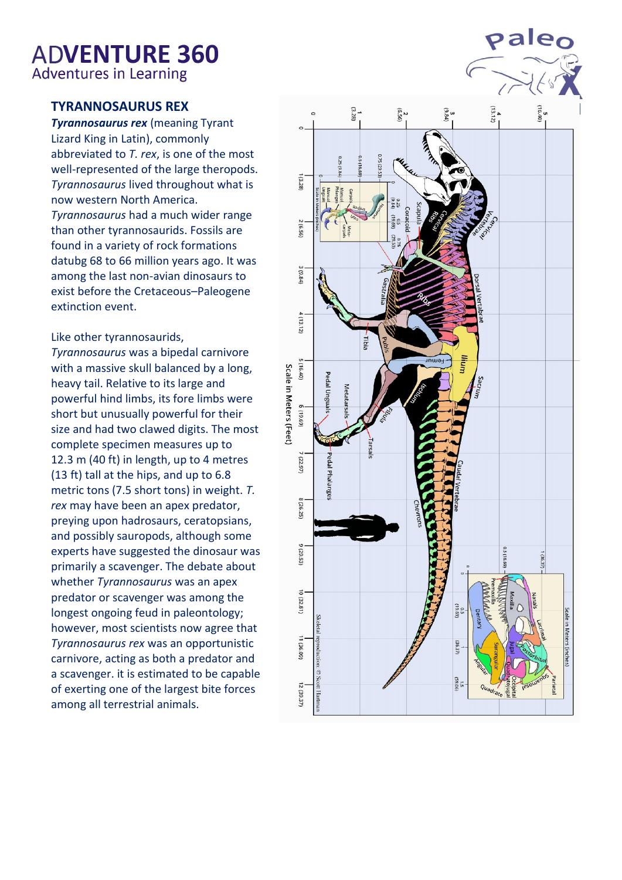# ADVENTURE 360

Adventures in Learning

## TYRANNOSAURUS REX

***Tyrannosaurus rex*** (meaning Tyrant Lizard King in Latin), commonly abbreviated to *T. rex*, is one of the most well-represented of the large theropods. *Tyrannosaurus* lived throughout what is now western North America. *Tyrannosaurus* had a much wider range than other tyrannosaurids. Fossils are found in a variety of rock formations datubg 68 to 66 million years ago. It was among the last non-avian dinosaurs to exist before the Cretaceous–Paleogene extinction event.

Like other tyrannosaurids, *Tyrannosaurus* was a bipedal carnivore with a massive skull balanced by a long, heavy tail. Relative to its large and powerful hind limbs, its fore limbs were short but unusually powerful for their size and had two clawed digits. The most complete specimen measures up to 12.3 m (40 ft) in length, up to 4 metres (13 ft) tall at the hips, and up to 6.8 metric tons (7.5 short tons) in weight. *T. rex* may have been an apex predator, preying upon hadrosaurs, ceratopsians, and possibly sauropods, although some experts have suggested the dinosaur was primarily a scavenger. The debate about whether *Tyrannosaurus* was an apex predator or scavenger was among the longest ongoing feud in paleontology; however, most scientists now agree that *Tyrannosaurus rex* was an opportunistic carnivore, acting as both a predator and a scavenger. it is estimated to be capable of exerting one of the largest bite forces among all terrestrial animals.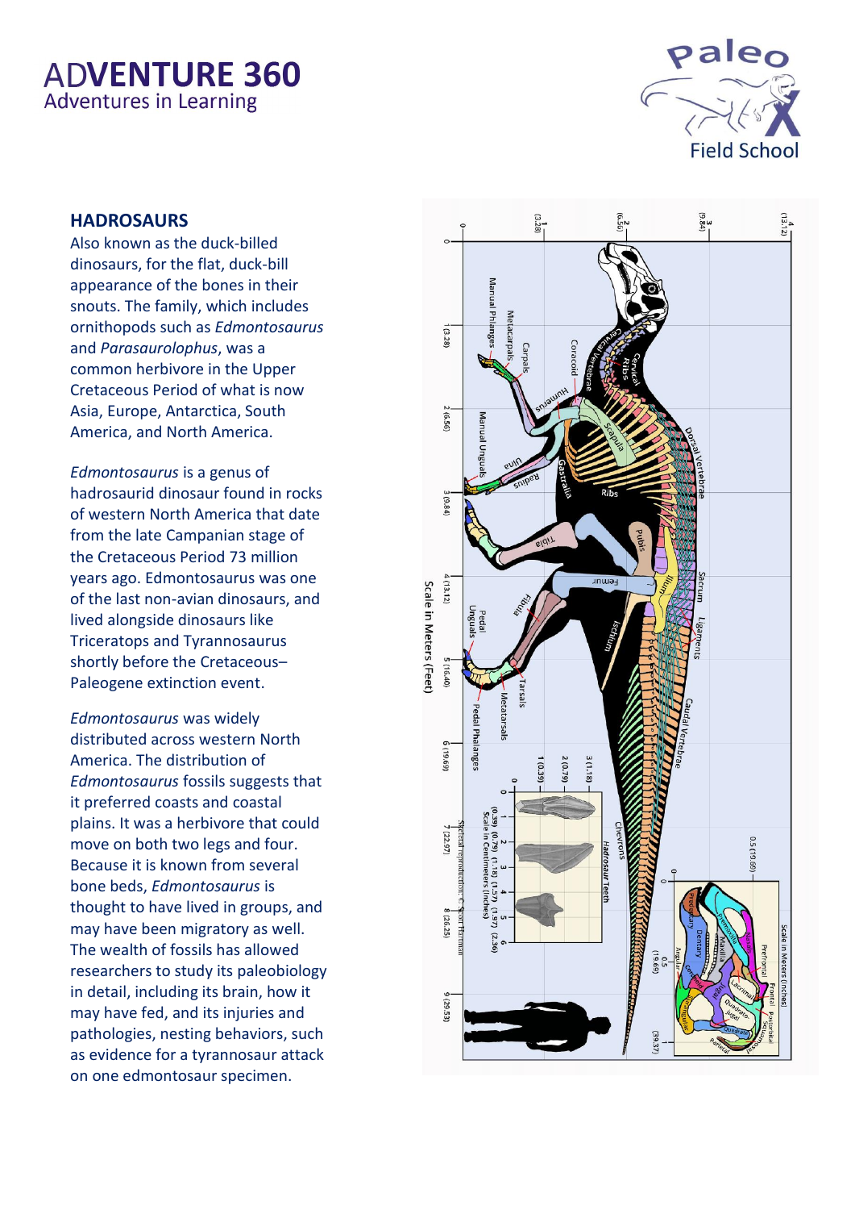# ADVENTURE 360

Adventures in Learning

Paleo X Field School

## HADROSAURS

Also known as the duck-billed dinosaurs, for the flat, duck-bill appearance of the bones in their snouts. The family, which includes ornithopods such as *Edmontosaurus* and *Parasaurolophus*, was a common herbivore in the Upper Cretaceous Period of what is now Asia, Europe, Antarctica, South America, and North America.

*Edmontosaurus* is a genus of hadrosaurid dinosaur found in rocks of western North America that date from the late Campanian stage of the Cretaceous Period 73 million years ago. Edmontosaurus was one of the last non-avian dinosaurs, and lived alongside dinosaurs like Triceratops and Tyrannosaurus shortly before the Cretaceous–Paleogene extinction event.

*Edmontosaurus* was widely distributed across western North America. The distribution of *Edmontosaurus* fossils suggests that it preferred coasts and coastal plains. It was a herbivore that could move on both two legs and four. Because it is known from several bone beds, *Edmontosaurus* is thought to have lived in groups, and may have been migratory as well. The wealth of fossils has allowed researchers to study its paleobiology in detail, including its brain, how it may have fed, and its injuries and pathologies, nesting behaviors, such as evidence for a tyrannosaur attack on one edmontosaur specimen.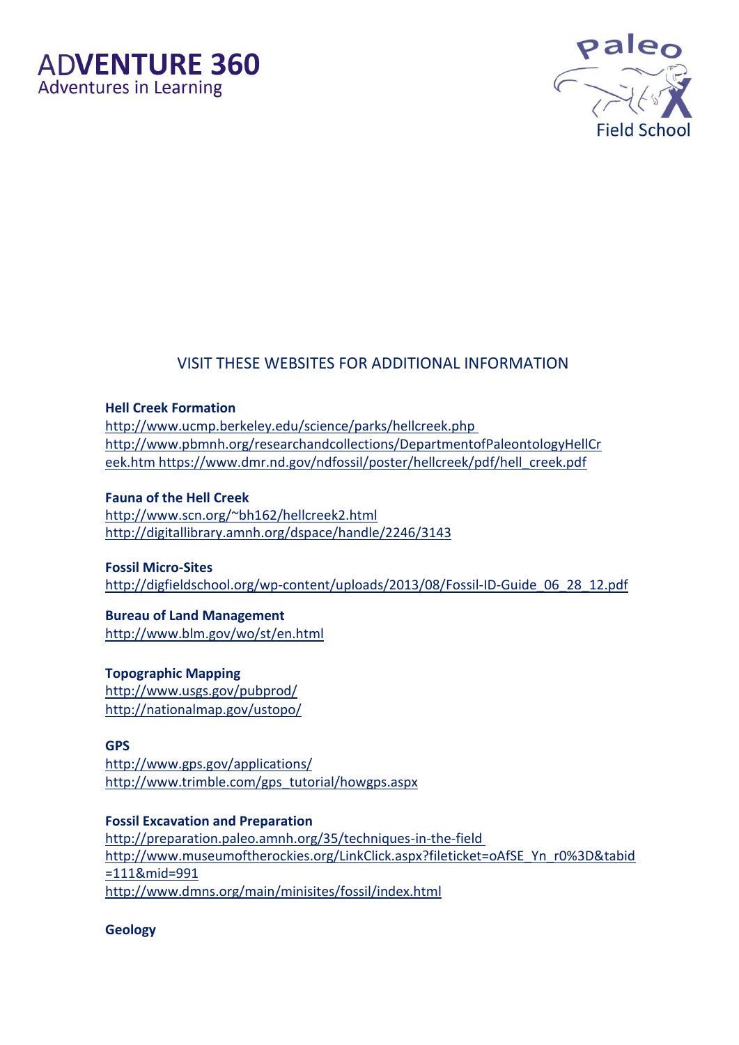## VISIT THESE WEBSITES FOR ADDITIONAL INFORMATION

**Hell Creek Formation**
http://www.ucmp.berkeley.edu/science/parks/hellcreek.php
http://www.pbmnh.org/researchandcollections/DepartmentofPaleontologyHellCreek.htm https://www.dmr.nd.gov/ndfossil/poster/hellcreek/pdf/hell_creek.pdf

**Fauna of the Hell Creek**
http://www.scn.org/~bh162/hellcreek2.html
http://digitallibrary.amnh.org/dspace/handle/2246/3143

**Fossil Micro-Sites**
http://digfieldschool.org/wp-content/uploads/2013/08/Fossil-ID-Guide_06_28_12.pdf

**Bureau of Land Management**
http://www.blm.gov/wo/st/en.html

**Topographic Mapping**
http://www.usgs.gov/pubprod/
http://nationalmap.gov/ustopo/

**GPS**
http://www.gps.gov/applications/
http://www.trimble.com/gps_tutorial/howgps.aspx

**Fossil Excavation and Preparation**
http://preparation.paleo.amnh.org/35/techniques-in-the-field
http://www.museumoftherockies.org/LinkClick.aspx?fileticket=oAfSE_Yn_r0%3D&tabid=111&mid=991
http://www.dmns.org/main/minisites/fossil/index.html

**Geology**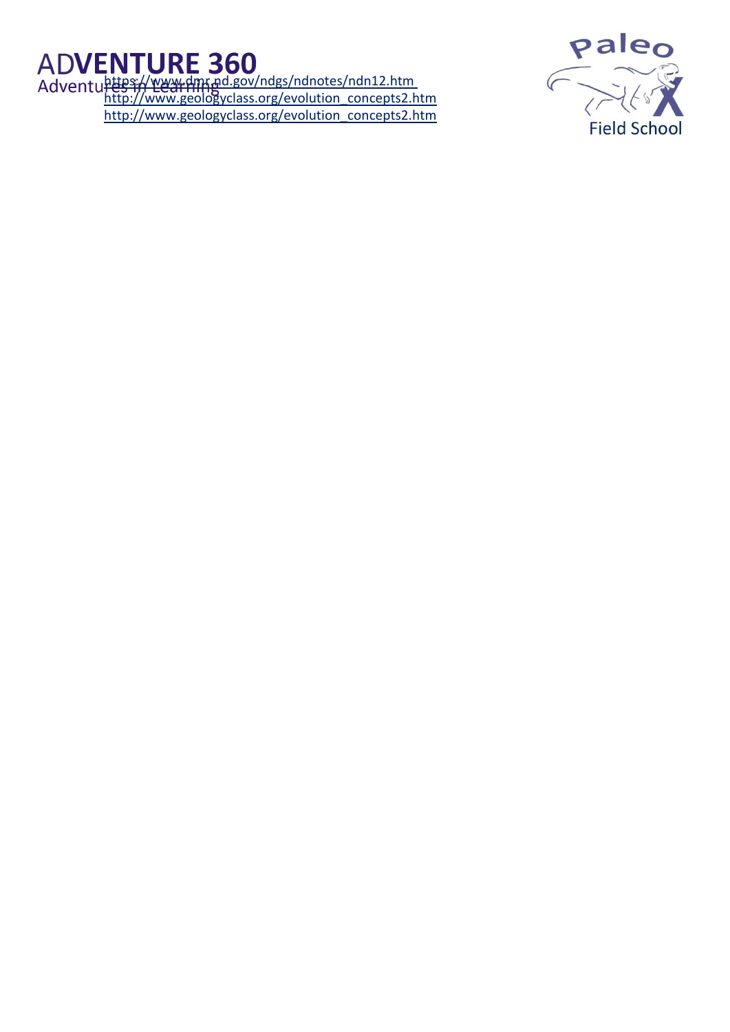https://www.dmr.nd.gov/ndgs/ndnotes/ndn12.htm

http://www.geologyclass.org/evolution_concepts2.htm

http://www.geologyclass.org/evolution_concepts2.htm